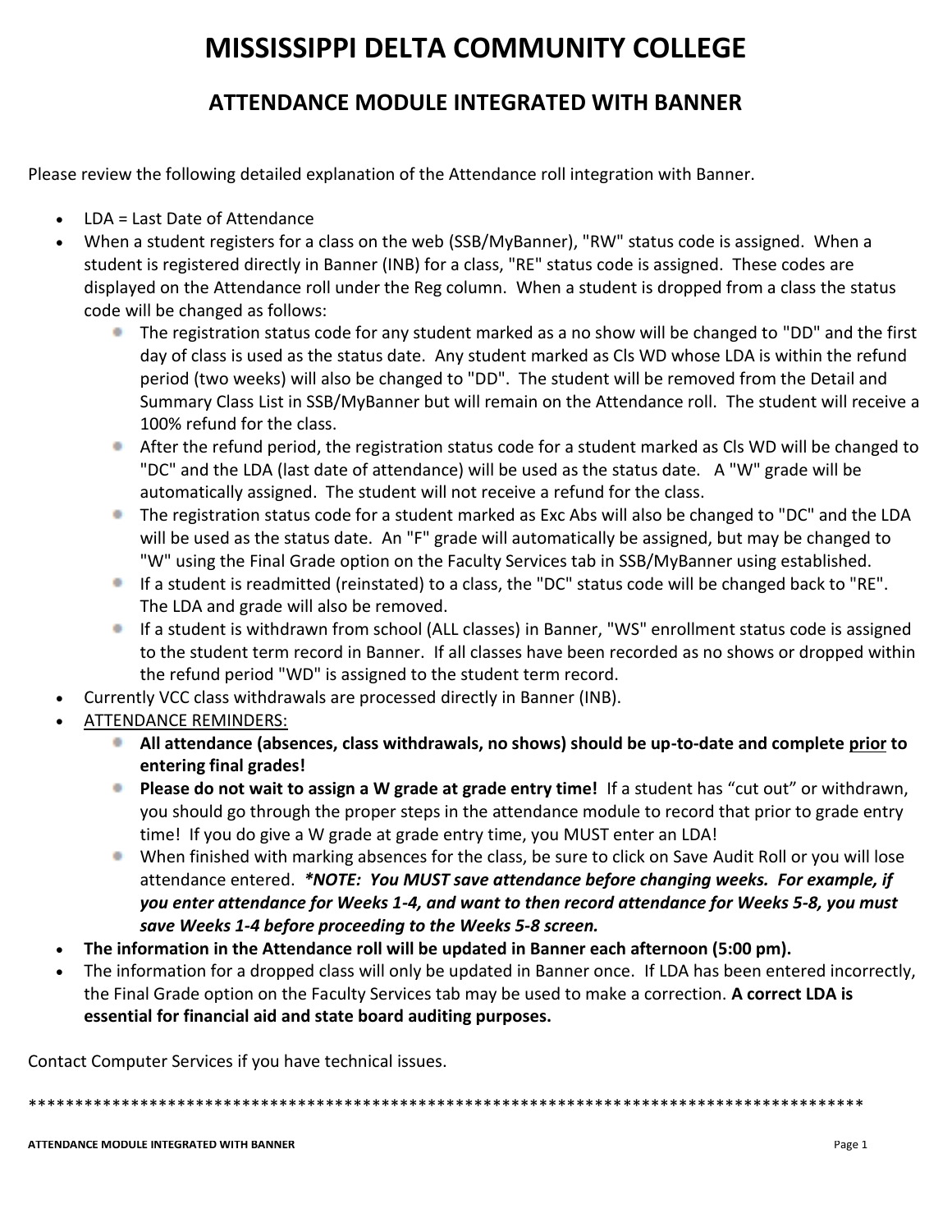# MISSISSIPPI DELTA COMMUNITY COLLEGE

## ATTENDANCE MODULE INTEGRATED WITH BANNER

Please review the following detailed explanation of the Attendance roll integration with Banner.

- LDA = Last Date of Attendance
- When a student registers for a class on the web (SSB/MyBanner), "RW" status code is assigned. When a student is registered directly in Banner (INB) for a class, "RE" status code is assigned. These codes are displayed on the Attendance roll under the Reg column. When a student is dropped from a class the status code will be changed as follows:
    - The registration status code for any student marked as a no show will be changed to "DD" and the first day of class is used as the status date. Any student marked as Cls WD whose LDA is within the refund period (two weeks) will also be changed to "DD". The student will be removed from the Detail and Summary Class List in SSB/MyBanner but will remain on the Attendance roll. The student will receive a 100% refund for the class.
    - After the refund period, the registration status code for a student marked as Cls WD will be changed to "DC" and the LDA (last date of attendance) will be used as the status date. A "W" grade will be automatically assigned. The student will not receive a refund for the class.
    - The registration status code for a student marked as Exc Abs will also be changed to "DC" and the LDA will be used as the status date. An "F" grade will automatically be assigned, but may be changed to "W" using the Final Grade option on the Faculty Services tab in SSB/MyBanner using established.
    - If a student is readmitted (reinstated) to a class, the "DC" status code will be changed back to "RE". The LDA and grade will also be removed.
    - If a student is withdrawn from school (ALL classes) in Banner, "WS" enrollment status code is assigned to the student term record in Banner. If all classes have been recorded as no shows or dropped within the refund period "WD" is assigned to the student term record.
- Currently VCC class withdrawals are processed directly in Banner (INB).
- <u>ATTENDANCE REMINDERS:</u>
    - **All attendance (absences, class withdrawals, no shows) should be up-to-date and complete <u>prior</u> to entering final grades!**
    - **Please do not wait to assign a W grade at grade entry time!** If a student has "cut out" or withdrawn, you should go through the proper steps in the attendance module to record that prior to grade entry time! If you do give a W grade at grade entry time, you MUST enter an LDA!
    - When finished with marking absences for the class, be sure to click on Save Audit Roll or you will lose attendance entered. ***\*NOTE: You MUST save attendance before changing weeks. For example, if you enter attendance for Weeks 1-4, and want to then record attendance for Weeks 5-8, you must save Weeks 1-4 before proceeding to the Weeks 5-8 screen.***
- **The information in the Attendance roll will be updated in Banner each afternoon (5:00 pm).**
- The information for a dropped class will only be updated in Banner once. If LDA has been entered incorrectly, the Final Grade option on the Faculty Services tab may be used to make a correction. **A correct LDA is essential for financial aid and state board auditing purposes.**

Contact Computer Services if you have technical issues.

*******************************************************************************************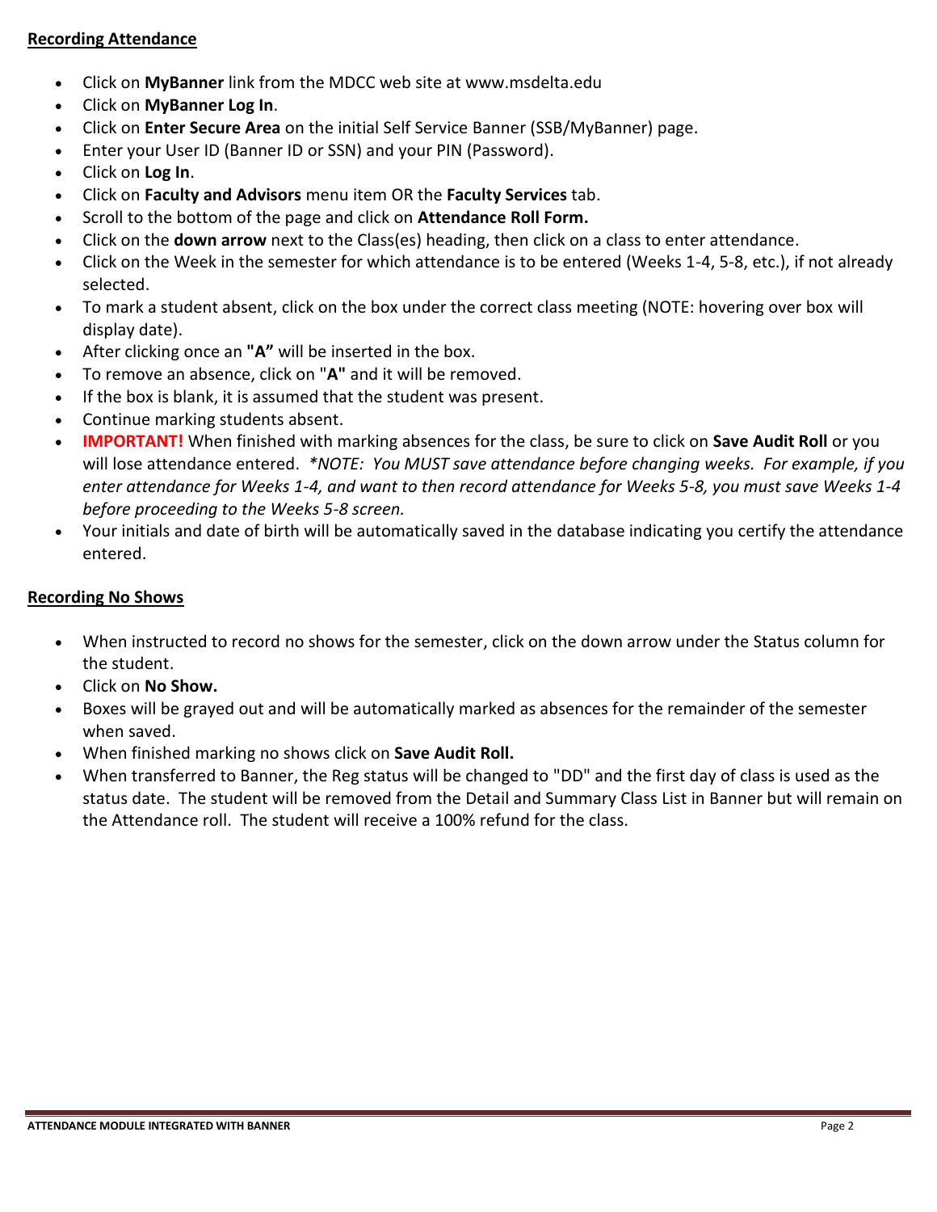**Recording Attendance**

- Click on **MyBanner** link from the MDCC web site at www.msdelta.edu
- Click on **MyBanner Log In**.
- Click on **Enter Secure Area** on the initial Self Service Banner (SSB/MyBanner) page.
- Enter your User ID (Banner ID or SSN) and your PIN (Password).
- Click on **Log In**.
- Click on **Faculty and Advisors** menu item OR the **Faculty Services** tab.
- Scroll to the bottom of the page and click on **Attendance Roll Form.**
- Click on the **down arrow** next to the Class(es) heading, then click on a class to enter attendance.
- Click on the Week in the semester for which attendance is to be entered (Weeks 1-4, 5-8, etc.), if not already selected.
- To mark a student absent, click on the box under the correct class meeting (NOTE: hovering over box will display date).
- After clicking once an **"A"** will be inserted in the box.
- To remove an absence, click on "**A"** and it will be removed.
- If the box is blank, it is assumed that the student was present.
- Continue marking students absent.
- **IMPORTANT!** When finished with marking absences for the class, be sure to click on **Save Audit Roll** or you will lose attendance entered. *\*NOTE: You MUST save attendance before changing weeks. For example, if you enter attendance for Weeks 1-4, and want to then record attendance for Weeks 5-8, you must save Weeks 1-4 before proceeding to the Weeks 5-8 screen.*
- Your initials and date of birth will be automatically saved in the database indicating you certify the attendance entered.

**Recording No Shows**

- When instructed to record no shows for the semester, click on the down arrow under the Status column for the student.
- Click on **No Show.**
- Boxes will be grayed out and will be automatically marked as absences for the remainder of the semester when saved.
- When finished marking no shows click on **Save Audit Roll.**
- When transferred to Banner, the Reg status will be changed to "DD" and the first day of class is used as the status date. The student will be removed from the Detail and Summary Class List in Banner but will remain on the Attendance roll. The student will receive a 100% refund for the class.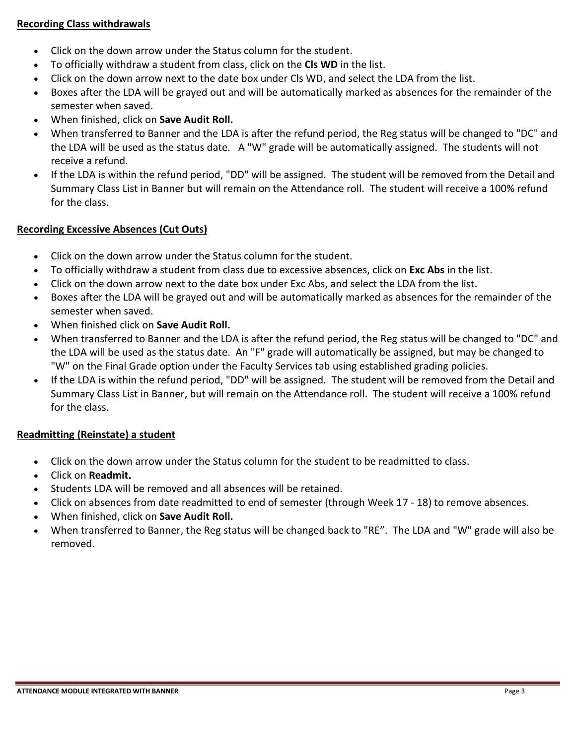**Recording Class withdrawals**

- Click on the down arrow under the Status column for the student.
- To officially withdraw a student from class, click on the **Cls WD** in the list.
- Click on the down arrow next to the date box under Cls WD, and select the LDA from the list.
- Boxes after the LDA will be grayed out and will be automatically marked as absences for the remainder of the semester when saved.
- When finished, click on **Save Audit Roll.**
- When transferred to Banner and the LDA is after the refund period, the Reg status will be changed to "DC" and the LDA will be used as the status date. A "W" grade will be automatically assigned. The students will not receive a refund.
- If the LDA is within the refund period, "DD" will be assigned. The student will be removed from the Detail and Summary Class List in Banner but will remain on the Attendance roll. The student will receive a 100% refund for the class.

**Recording Excessive Absences (Cut Outs)**

- Click on the down arrow under the Status column for the student.
- To officially withdraw a student from class due to excessive absences, click on **Exc Abs** in the list.
- Click on the down arrow next to the date box under Exc Abs, and select the LDA from the list.
- Boxes after the LDA will be grayed out and will be automatically marked as absences for the remainder of the semester when saved.
- When finished click on **Save Audit Roll.**
- When transferred to Banner and the LDA is after the refund period, the Reg status will be changed to "DC" and the LDA will be used as the status date. An "F" grade will automatically be assigned, but may be changed to "W" on the Final Grade option under the Faculty Services tab using established grading policies.
- If the LDA is within the refund period, "DD" will be assigned. The student will be removed from the Detail and Summary Class List in Banner, but will remain on the Attendance roll. The student will receive a 100% refund for the class.

**Readmitting (Reinstate) a student**

- Click on the down arrow under the Status column for the student to be readmitted to class.
- Click on **Readmit.**
- Students LDA will be removed and all absences will be retained.
- Click on absences from date readmitted to end of semester (through Week 17 - 18) to remove absences.
- When finished, click on **Save Audit Roll.**
- When transferred to Banner, the Reg status will be changed back to "RE". The LDA and "W" grade will also be removed.